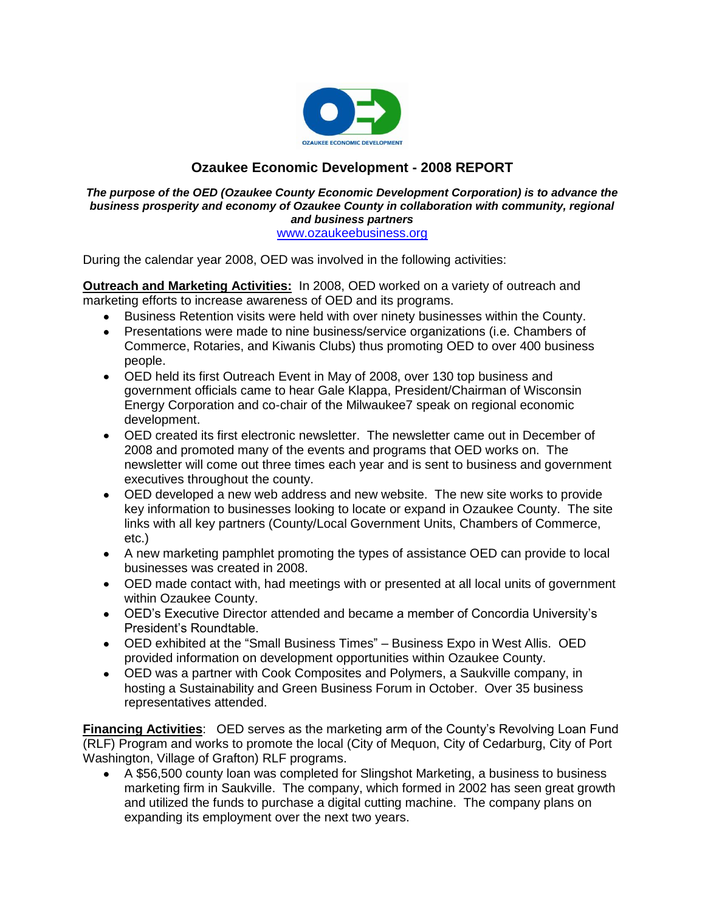OZAUKEE ECONOMIC DEVELOPMENT

# Ozaukee Economic Development - 2008 REPORT

***The purpose of the OED (Ozaukee County Economic Development Corporation) is to advance the business prosperity and economy of Ozaukee County in collaboration with community, regional and business partners***

www.ozaukeebusiness.org

During the calendar year 2008, OED was involved in the following activities:

**Outreach and Marketing Activities:** In 2008, OED worked on a variety of outreach and marketing efforts to increase awareness of OED and its programs.

- Business Retention visits were held with over ninety businesses within the County.
- Presentations were made to nine business/service organizations (i.e. Chambers of Commerce, Rotaries, and Kiwanis Clubs) thus promoting OED to over 400 business people.
- OED held its first Outreach Event in May of 2008, over 130 top business and government officials came to hear Gale Klappa, President/Chairman of Wisconsin Energy Corporation and co-chair of the Milwaukee7 speak on regional economic development.
- OED created its first electronic newsletter. The newsletter came out in December of 2008 and promoted many of the events and programs that OED works on. The newsletter will come out three times each year and is sent to business and government executives throughout the county.
- OED developed a new web address and new website. The new site works to provide key information to businesses looking to locate or expand in Ozaukee County. The site links with all key partners (County/Local Government Units, Chambers of Commerce, etc.)
- A new marketing pamphlet promoting the types of assistance OED can provide to local businesses was created in 2008.
- OED made contact with, had meetings with or presented at all local units of government within Ozaukee County.
- OED's Executive Director attended and became a member of Concordia University's President's Roundtable.
- OED exhibited at the "Small Business Times" – Business Expo in West Allis. OED provided information on development opportunities within Ozaukee County.
- OED was a partner with Cook Composites and Polymers, a Saukville company, in hosting a Sustainability and Green Business Forum in October. Over 35 business representatives attended.

**Financing Activities**: OED serves as the marketing arm of the County's Revolving Loan Fund (RLF) Program and works to promote the local (City of Mequon, City of Cedarburg, City of Port Washington, Village of Grafton) RLF programs.

- A $56,500 county loan was completed for Slingshot Marketing, a business to business marketing firm in Saukville. The company, which formed in 2002 has seen great growth and utilized the funds to purchase a digital cutting machine. The company plans on expanding its employment over the next two years.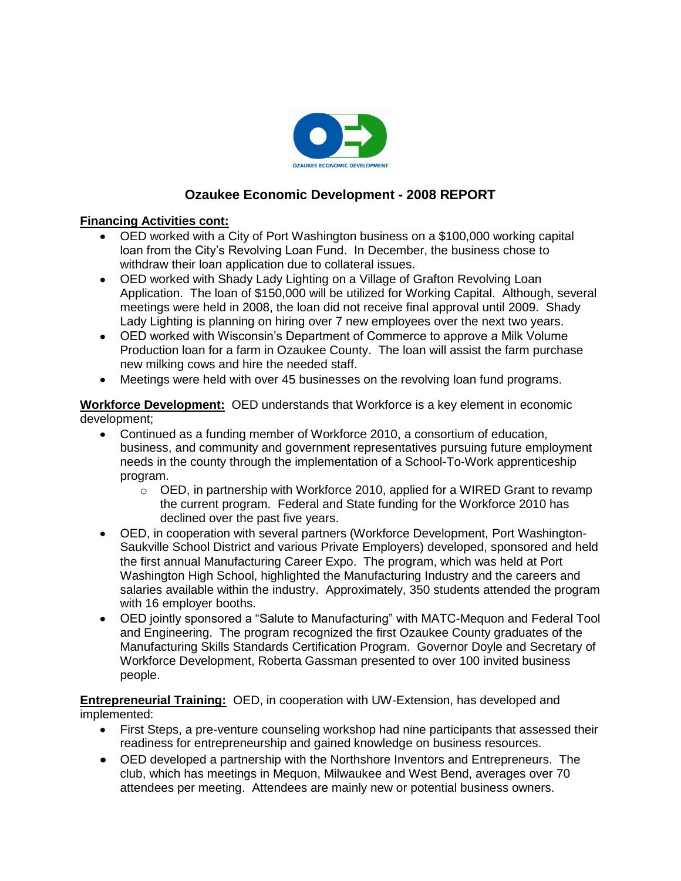OZAUKEE ECONOMIC DEVELOPMENT

## Ozaukee Economic Development - 2008 REPORT

**Financing Activities cont:**

- OED worked with a City of Port Washington business on a $100,000 working capital loan from the City's Revolving Loan Fund. In December, the business chose to withdraw their loan application due to collateral issues.
- OED worked with Shady Lady Lighting on a Village of Grafton Revolving Loan Application. The loan of $150,000 will be utilized for Working Capital. Although, several meetings were held in 2008, the loan did not receive final approval until 2009. Shady Lady Lighting is planning on hiring over 7 new employees over the next two years.
- OED worked with Wisconsin's Department of Commerce to approve a Milk Volume Production loan for a farm in Ozaukee County. The loan will assist the farm purchase new milking cows and hire the needed staff.
- Meetings were held with over 45 businesses on the revolving loan fund programs.

**Workforce Development:** OED understands that Workforce is a key element in economic development;

- Continued as a funding member of Workforce 2010, a consortium of education, business, and community and government representatives pursuing future employment needs in the county through the implementation of a School-To-Work apprenticeship program.
  - OED, in partnership with Workforce 2010, applied for a WIRED Grant to revamp the current program. Federal and State funding for the Workforce 2010 has declined over the past five years.
- OED, in cooperation with several partners (Workforce Development, Port Washington-Saukville School District and various Private Employers) developed, sponsored and held the first annual Manufacturing Career Expo. The program, which was held at Port Washington High School, highlighted the Manufacturing Industry and the careers and salaries available within the industry. Approximately, 350 students attended the program with 16 employer booths.
- OED jointly sponsored a "Salute to Manufacturing" with MATC-Mequon and Federal Tool and Engineering. The program recognized the first Ozaukee County graduates of the Manufacturing Skills Standards Certification Program. Governor Doyle and Secretary of Workforce Development, Roberta Gassman presented to over 100 invited business people.

**Entrepreneurial Training:** OED, in cooperation with UW-Extension, has developed and implemented:

- First Steps, a pre-venture counseling workshop had nine participants that assessed their readiness for entrepreneurship and gained knowledge on business resources.
- OED developed a partnership with the Northshore Inventors and Entrepreneurs. The club, which has meetings in Mequon, Milwaukee and West Bend, averages over 70 attendees per meeting. Attendees are mainly new or potential business owners.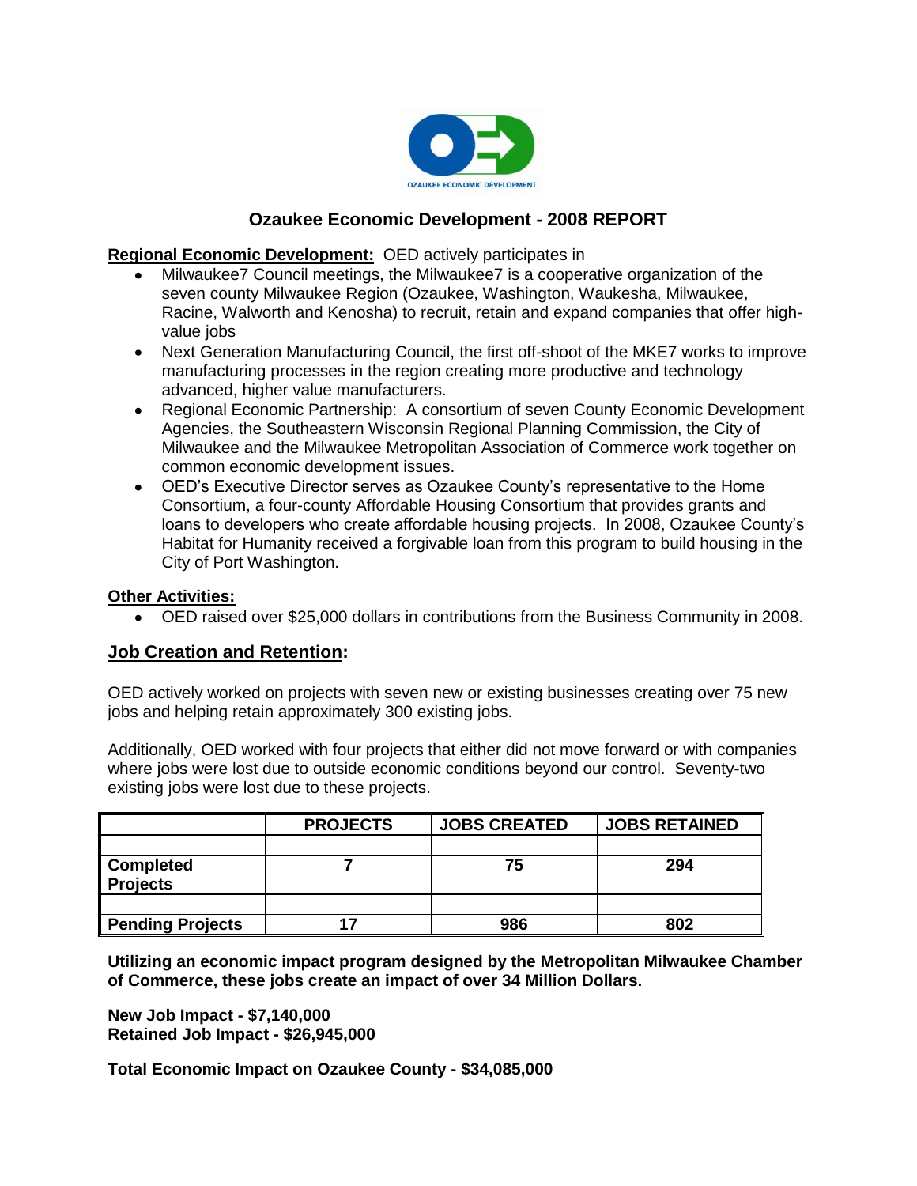OZAUKEE ECONOMIC DEVELOPMENT

# Ozaukee Economic Development - 2008 REPORT

**Regional Economic Development:** OED actively participates in

- Milwaukee7 Council meetings, the Milwaukee7 is a cooperative organization of the seven county Milwaukee Region (Ozaukee, Washington, Waukesha, Milwaukee, Racine, Walworth and Kenosha) to recruit, retain and expand companies that offer high-value jobs
- Next Generation Manufacturing Council, the first off-shoot of the MKE7 works to improve manufacturing processes in the region creating more productive and technology advanced, higher value manufacturers.
- Regional Economic Partnership: A consortium of seven County Economic Development Agencies, the Southeastern Wisconsin Regional Planning Commission, the City of Milwaukee and the Milwaukee Metropolitan Association of Commerce work together on common economic development issues.
- OED's Executive Director serves as Ozaukee County's representative to the Home Consortium, a four-county Affordable Housing Consortium that provides grants and loans to developers who create affordable housing projects. In 2008, Ozaukee County's Habitat for Humanity received a forgivable loan from this program to build housing in the City of Port Washington.

**Other Activities:**

- OED raised over $25,000 dollars in contributions from the Business Community in 2008.

## Job Creation and Retention:

OED actively worked on projects with seven new or existing businesses creating over 75 new jobs and helping retain approximately 300 existing jobs.

Additionally, OED worked with four projects that either did not move forward or with companies where jobs were lost due to outside economic conditions beyond our control. Seventy-two existing jobs were lost due to these projects.

| | PROJECTS | JOBS CREATED | JOBS RETAINED |
|---|---|---|---|
| | | | |
| Completed Projects | 7 | 75 | 294 |
| | | | |
| Pending Projects | 17 | 986 | 802 |

**Utilizing an economic impact program designed by the Metropolitan Milwaukee Chamber of Commerce, these jobs create an impact of over 34 Million Dollars.**

**New Job Impact - $7,140,000**
**Retained Job Impact - $26,945,000**

**Total Economic Impact on Ozaukee County - $34,085,000**